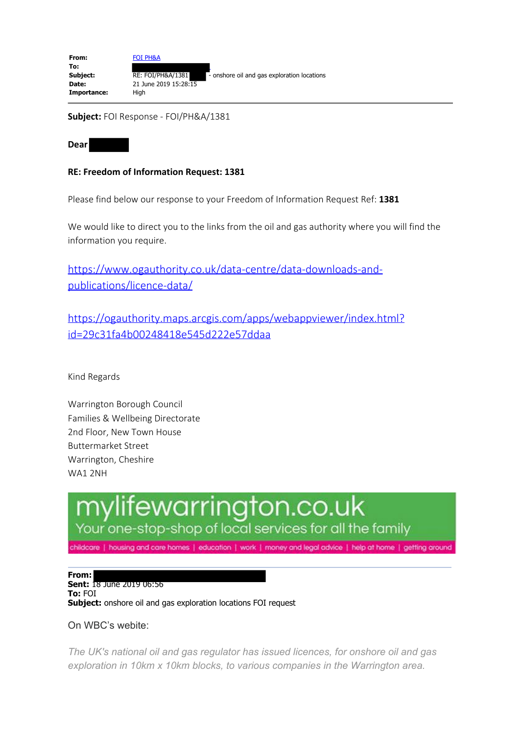| | |
|---|---|
| **From:** | FOI PH&A |
| **To:** | |
| **Subject:** | RE: FOI/PH&A/1381 - onshore oil and gas exploration locations |
| **Date:** | 21 June 2019 15:28:15 |
| **Importance:** | High |

---

**Subject:** FOI Response - FOI/PH&A/1381

**Dear**

**RE: Freedom of Information Request: 1381**

Please find below our response to your Freedom of Information Request Ref: **1381**

We would like to direct you to the links from the oil and gas authority where you will find the information you require.

https://www.ogauthority.co.uk/data-centre/data-downloads-and-publications/licence-data/

https://ogauthority.maps.arcgis.com/apps/webappviewer/index.html?id=29c31fa4b00248418e545d222e57ddaa

Kind Regards

Warrington Borough Council
Families & Wellbeing Directorate
2nd Floor, New Town House
Buttermarket Street
Warrington, Cheshire
WA1 2NH

mylifewarrington.co.uk
Your one-stop-shop of local services for all the family
childcare | housing and care homes | education | work | money and legal advice | help at home | getting around

---

**From:**
**Sent:** 18 June 2019 06:56
**To:** FOI
**Subject:** onshore oil and gas exploration locations FOI request

On WBC's webite:

*The UK's national oil and gas regulator has issued licences, for onshore oil and gas exploration in 10km x 10km blocks, to various companies in the Warrington area.*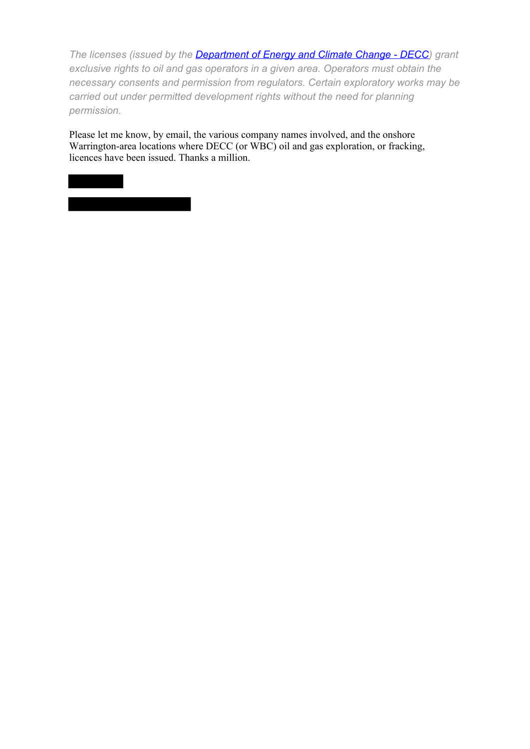*The licenses (issued by the [Department of Energy and Climate Change - DECC](#)) grant exclusive rights to oil and gas operators in a given area. Operators must obtain the necessary consents and permission from regulators. Certain exploratory works may be carried out under permitted development rights without the need for planning permission.*

Please let me know, by email, the various company names involved, and the onshore Warrington-area locations where DECC (or WBC) oil and gas exploration, or fracking, licences have been issued. Thanks a million.